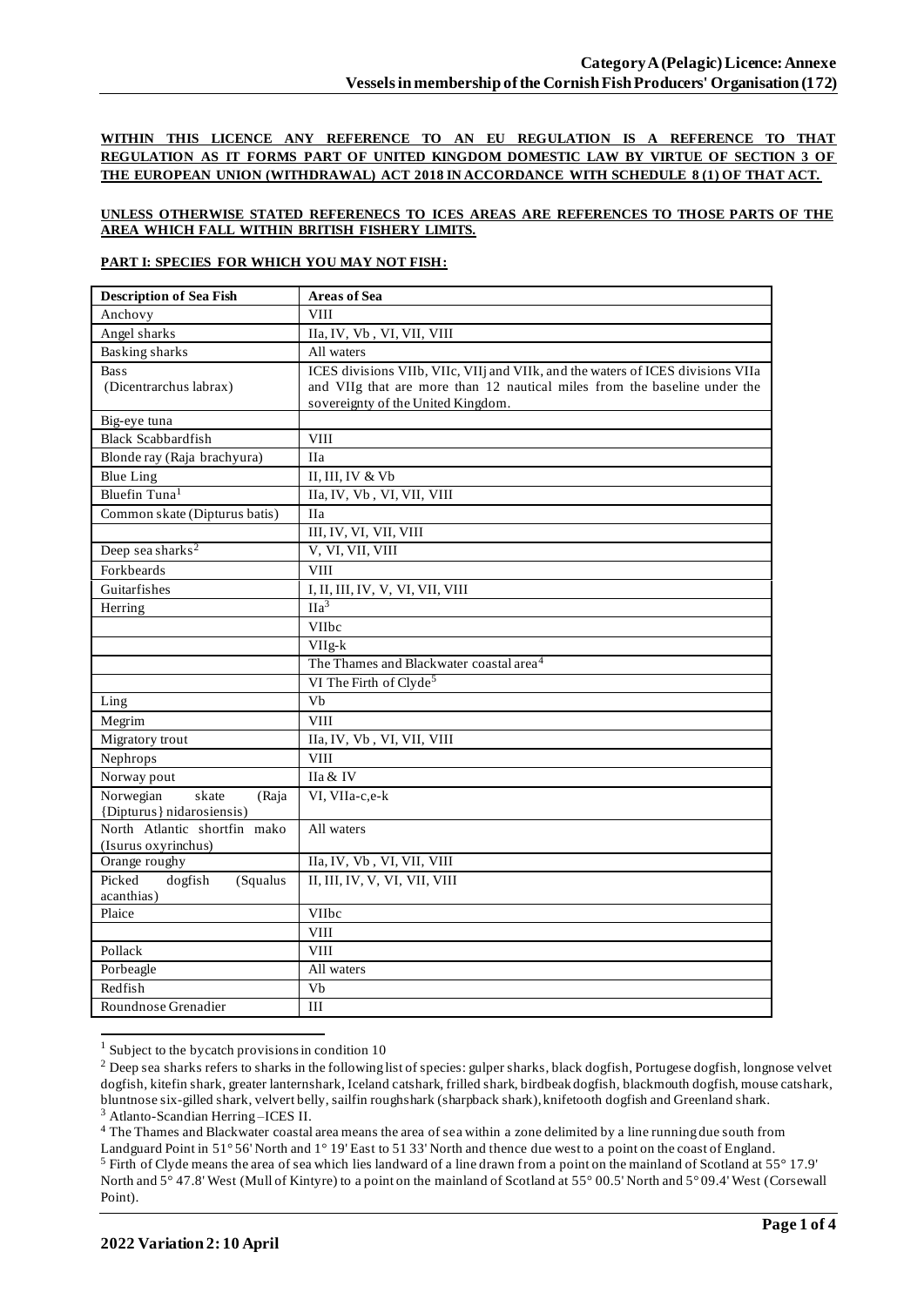**WITHIN THIS LICENCE ANY REFERENCE TO AN EU REGULATION IS A REFERENCE TO THAT REGULATION AS IT FORMS PART OF UNITED KINGDOM DOMESTIC LAW BY VIRTUE OF SECTION 3 OF THE EUROPEAN UNION (WITHDRAWAL) ACT 2018 IN ACCORDANCE WITH SCHEDULE 8 (1) OF THAT ACT.**

**UNLESS OTHERWISE STATED REFERENECS TO ICES AREAS ARE REFERENCES TO THOSE PARTS OF THE AREA WHICH FALL WITHIN BRITISH FISHERY LIMITS.**

**PART I: SPECIES FOR WHICH YOU MAY NOT FISH:**

| Description of Sea Fish | Areas of Sea |
|---|---|
| Anchovy | VIII |
| Angel sharks | IIa, IV, Vb , VI, VII, VIII |
| Basking sharks | All waters |
| Bass (Dicentrarchus labrax) | ICES divisions VIIb, VIIc, VIIj and VIIk, and the waters of ICES divisions VIIa and VIIg that are more than 12 nautical miles from the baseline under the sovereignty of the United Kingdom. |
| Big-eye tuna | |
| Black Scabbardfish | VIII |
| Blonde ray (Raja brachyura) | IIa |
| Blue Ling | II, III, IV & Vb |
| Bluefin Tuna[1] | IIa, IV, Vb , VI, VII, VIII |
| Common skate (Dipturus batis) | IIa |
| | III, IV, VI, VII, VIII |
| Deep sea sharks[2] | V, VI, VII, VIII |
| Forkbeards | VIII |
| Guitarfishes | I, II, III, IV, V, VI, VII, VIII |
| Herring | IIa[3] |
| | VIIbc |
| | VIIg-k |
| | The Thames and Blackwater coastal area[4] |
| | VI The Firth of Clyde[5] |
| Ling | Vb |
| Megrim | VIII |
| Migratory trout | IIa, IV, Vb , VI, VII, VIII |
| Nephrops | VIII |
| Norway pout | IIa & IV |
| Norwegian skate (Raja {Dipturus} nidarosiensis) | VI, VIIa-c,e-k |
| North Atlantic shortfin mako (Isurus oxyrinchus) | All waters |
| Orange roughy | IIa, IV, Vb , VI, VII, VIII |
| Picked dogfish (Squalus acanthias) | II, III, IV, V, VI, VII, VIII |
| Plaice | VIIbc |
| | VIII |
| Pollack | VIII |
| Porbeagle | All waters |
| Redfish | Vb |
| Roundnose Grenadier | III |

[1] Subject to the bycatch provisions in condition 10

[2] Deep sea sharks refers to sharks in the following list of species: gulper sharks, black dogfish, Portugese dogfish, longnose velvet dogfish, kitefin shark, greater lanternshark, Iceland catshark, frilled shark, birdbeak dogfish, blackmouth dogfish, mouse catshark, bluntnose six-gilled shark, velvert belly, sailfin roughshark (sharpback shark), knifetooth dogfish and Greenland shark.

[3] Atlanto-Scandian Herring –ICES II.

[4] The Thames and Blackwater coastal area means the area of sea within a zone delimited by a line running due south from Landguard Point in 51° 56' North and 1° 19' East to 51 33' North and thence due west to a point on the coast of England.

[5] Firth of Clyde means the area of sea which lies landward of a line drawn from a point on the mainland of Scotland at 55° 17.9' North and 5° 47.8' West (Mull of Kintyre) to a point on the mainland of Scotland at 55° 00.5' North and 5° 09.4' West (Corsewall Point).

**2022 Variation 2: 10 April**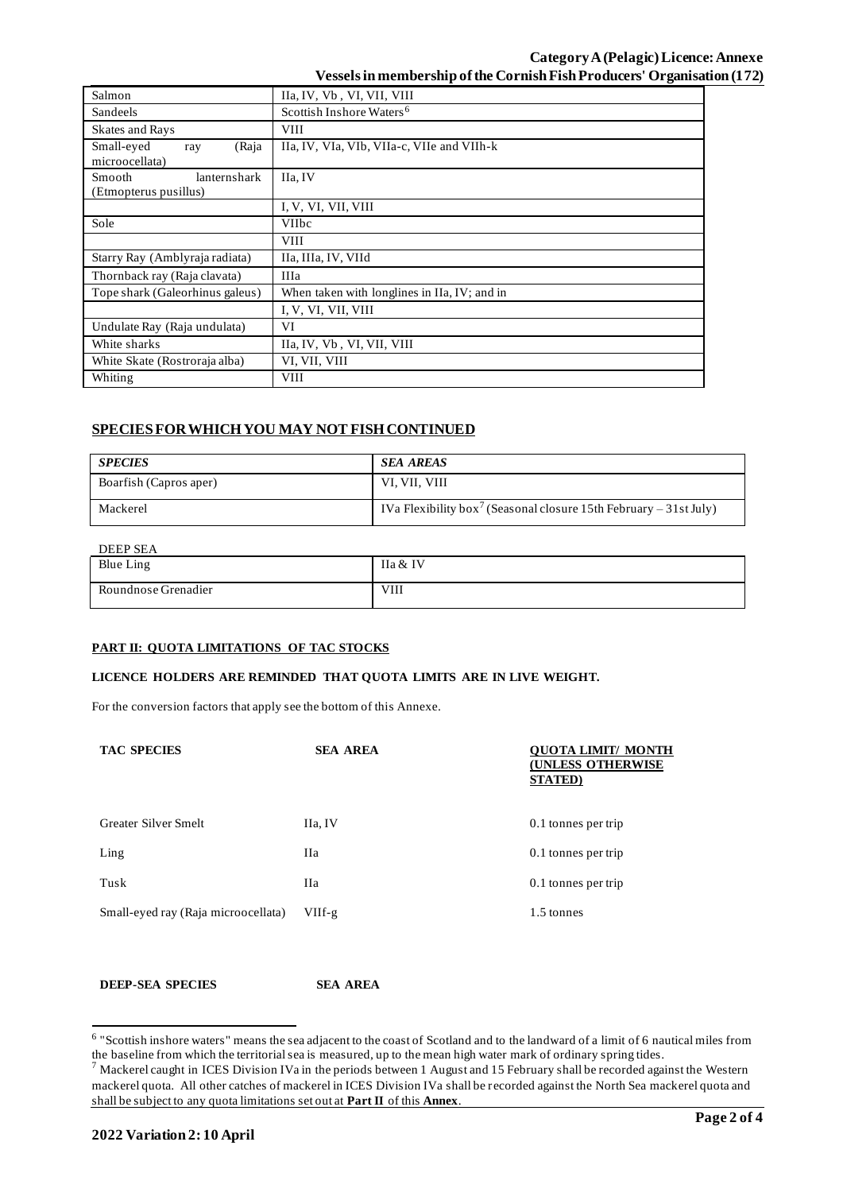| | |
|---|---|
| Salmon | IIa, IV, Vb , VI, VII, VIII |
| Sandeels | Scottish Inshore Waters[6] |
| Skates and Rays | VIII |
| Small-eyed ray (Raja microocellata) | IIa, IV, VIa, VIb, VIIa-c, VIIe and VIIh-k |
| Smooth lanternshark (Etmopterus pusillus) | IIa, IV |
| | I, V, VI, VII, VIII |
| Sole | VIIbc |
| | VIII |
| Starry Ray (Amblyraja radiata) | IIa, IIIa, IV, VIId |
| Thornback ray (Raja clavata) | IIIa |
| Tope shark (Galeorhinus galeus) | When taken with longlines in IIa, IV; and in |
| | I, V, VI, VII, VIII |
| Undulate Ray (Raja undulata) | VI |
| White sharks | IIa, IV, Vb , VI, VII, VIII |
| White Skate (Rostroraja alba) | VI, VII, VIII |
| Whiting | VIII |

## SPECIES FOR WHICH YOU MAY NOT FISH CONTINUED

| *SPECIES* | *SEA AREAS* |
|---|---|
| Boarfish (Capros aper) | VI, VII, VIII |
| Mackerel | IVa Flexibility box[7] (Seasonal closure 15th February – 31st July) |

DEEP SEA

| | |
|---|---|
| Blue Ling | IIa & IV |
| Roundnose Grenadier | VIII |

**PART II: QUOTA LIMITATIONS OF TAC STOCKS**

**LICENCE HOLDERS ARE REMINDED THAT QUOTA LIMITS ARE IN LIVE WEIGHT.**

For the conversion factors that apply see the bottom of this Annexe.

| **TAC SPECIES** | **SEA AREA** | **QUOTA LIMIT/ MONTH (UNLESS OTHERWISE STATED)** |
|---|---|---|
| Greater Silver Smelt | IIa, IV | 0.1 tonnes per trip |
| Ling | IIa | 0.1 tonnes per trip |
| Tusk | IIa | 0.1 tonnes per trip |
| Small-eyed ray (Raja microocellata) | VIIf-g | 1.5 tonnes |

| **DEEP-SEA SPECIES** | **SEA AREA** |
|---|---|

[6] "Scottish inshore waters" means the sea adjacent to the coast of Scotland and to the landward of a limit of 6 nautical miles from the baseline from which the territorial sea is measured, up to the mean high water mark of ordinary spring tides.

[7] Mackerel caught in ICES Division IVa in the periods between 1 August and 15 February shall be recorded against the Western mackerel quota. All other catches of mackerel in ICES Division IVa shall be recorded against the North Sea mackerel quota and shall be subject to any quota limitations set out at **Part II** of this **Annex**.

**2022 Variation 2: 10 April**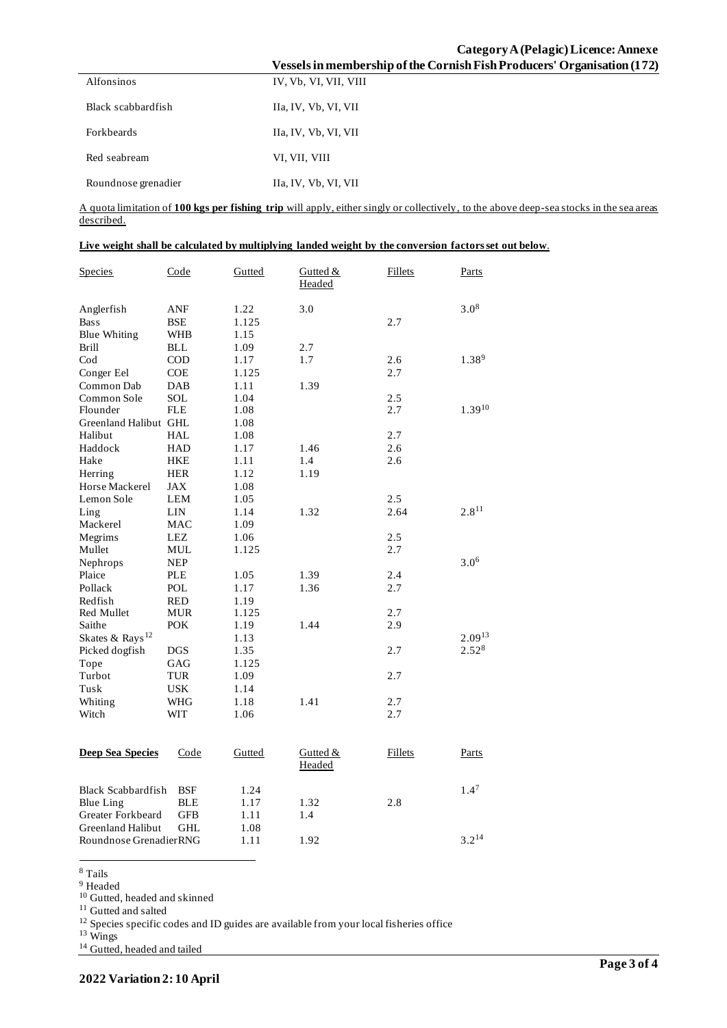| | |
|---|---|
| Alfonsinos | IV, Vb, VI, VII, VIII |
| Black scabbardfish | IIa, IV, Vb, VI, VII |
| Forkbeards | IIa, IV, Vb, VI, VII |
| Red seabream | VI, VII, VIII |
| Roundnose grenadier | IIa, IV, Vb, VI, VII |

A quota limitation of **100 kgs per fishing trip** will apply, either singly or collectively, to the above deep-sea stocks in the sea areas described.

**Live weight shall be calculated by multiplying landed weight by the conversion factors set out below**.

| Species | Code | Gutted | Gutted & Headed | Fillets | Parts |
|---|---|---|---|---|---|
| Anglerfish | ANF | 1.22 | 3.0 | | 3.0[8] |
| Bass | BSE | 1.125 | | 2.7 | |
| Blue Whiting | WHB | 1.15 | | | |
| Brill | BLL | 1.09 | 2.7 | | |
| Cod | COD | 1.17 | 1.7 | 2.6 | 1.38[9] |
| Conger Eel | COE | 1.125 | | 2.7 | |
| Common Dab | DAB | 1.11 | 1.39 | | |
| Common Sole | SOL | 1.04 | | 2.5 | |
| Flounder | FLE | 1.08 | | 2.7 | 1.39[10] |
| Greenland Halibut | GHL | 1.08 | | | |
| Halibut | HAL | 1.08 | | 2.7 | |
| Haddock | HAD | 1.17 | 1.46 | 2.6 | |
| Hake | HKE | 1.11 | 1.4 | 2.6 | |
| Herring | HER | 1.12 | 1.19 | | |
| Horse Mackerel | JAX | 1.08 | | | |
| Lemon Sole | LEM | 1.05 | | 2.5 | |
| Ling | LIN | 1.14 | 1.32 | 2.64 | 2.8[11] |
| Mackerel | MAC | 1.09 | | | |
| Megrims | LEZ | 1.06 | | 2.5 | |
| Mullet | MUL | 1.125 | | 2.7 | |
| Nephrops | NEP | | | | 3.0[6] |
| Plaice | PLE | 1.05 | 1.39 | 2.4 | |
| Pollack | POL | 1.17 | 1.36 | 2.7 | |
| Redfish | RED | 1.19 | | | |
| Red Mullet | MUR | 1.125 | | 2.7 | |
| Saithe | POK | 1.19 | 1.44 | 2.9 | |
| Skates & Rays[12] | | 1.13 | | | 2.09[13] |
| Picked dogfish | DGS | 1.35 | | 2.7 | 2.52[8] |
| Tope | GAG | 1.125 | | | |
| Turbot | TUR | 1.09 | | 2.7 | |
| Tusk | USK | 1.14 | | | |
| Whiting | WHG | 1.18 | 1.41 | 2.7 | |
| Witch | WIT | 1.06 | | 2.7 | |

| **Deep Sea Species** | Code | Gutted | Gutted & Headed | Fillets | Parts |
|---|---|---|---|---|---|
| Black Scabbardfish | BSF | 1.24 | | | 1.4[7] |
| Blue Ling | BLE | 1.17 | 1.32 | 2.8 | |
| Greater Forkbeard | GFB | 1.11 | 1.4 | | |
| Greenland Halibut | GHL | 1.08 | | | |
| Roundnose Grenadier | RNG | 1.11 | 1.92 | | 3.2[14] |

[8] Tails
[9] Headed
[10] Gutted, headed and skinned
[11] Gutted and salted
[12] Species specific codes and ID guides are available from your local fisheries office
[13] Wings
[14] Gutted, headed and tailed

**2022 Variation 2: 10 April**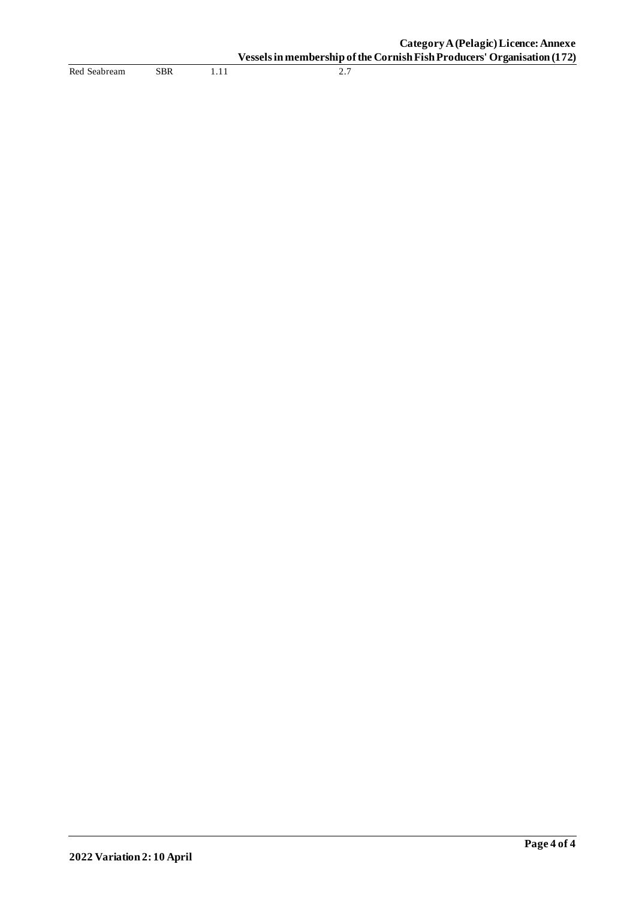| | | | |
|---|---|---|---|
| Red Seabream | SBR | 1.11 | 2.7 |